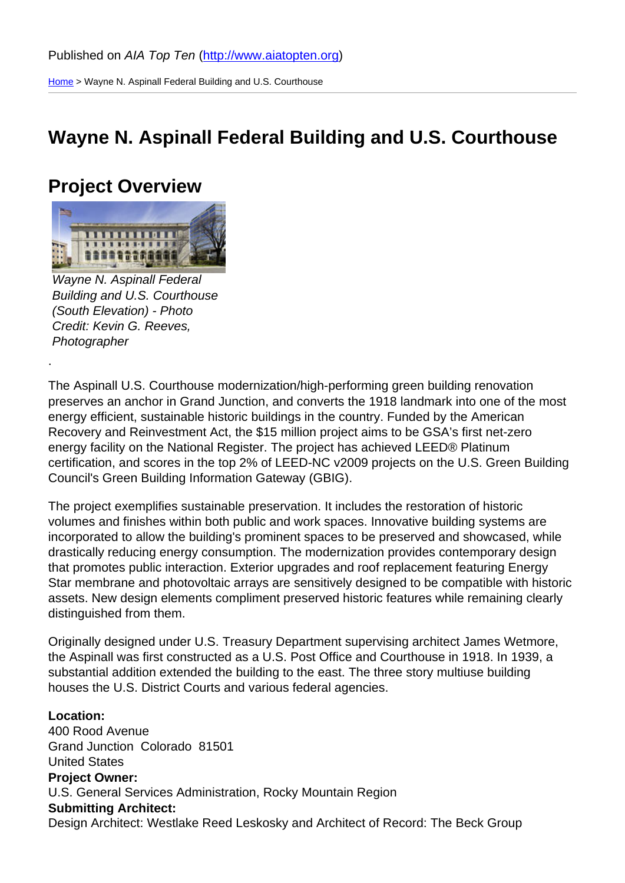Published on *AIA Top Ten* (http://www.aiatopten.org)

Home > Wayne N. Aspinall Federal Building and U.S. Courthouse

# Wayne N. Aspinall Federal Building and U.S. Courthouse

## Project Overview

*Wayne N. Aspinall Federal Building and U.S. Courthouse (South Elevation) - Photo Credit: Kevin G. Reeves, Photographer*

.

The Aspinall U.S. Courthouse modernization/high-performing green building renovation preserves an anchor in Grand Junction, and converts the 1918 landmark into one of the most energy efficient, sustainable historic buildings in the country. Funded by the American Recovery and Reinvestment Act, the $15 million project aims to be GSA's first net-zero energy facility on the National Register. The project has achieved LEED® Platinum certification, and scores in the top 2% of LEED-NC v2009 projects on the U.S. Green Building Council's Green Building Information Gateway (GBIG).

The project exemplifies sustainable preservation. It includes the restoration of historic volumes and finishes within both public and work spaces. Innovative building systems are incorporated to allow the building's prominent spaces to be preserved and showcased, while drastically reducing energy consumption. The modernization provides contemporary design that promotes public interaction. Exterior upgrades and roof replacement featuring Energy Star membrane and photovoltaic arrays are sensitively designed to be compatible with historic assets. New design elements compliment preserved historic features while remaining clearly distinguished from them.

Originally designed under U.S. Treasury Department supervising architect James Wetmore, the Aspinall was first constructed as a U.S. Post Office and Courthouse in 1918. In 1939, a substantial addition extended the building to the east. The three story multiuse building houses the U.S. District Courts and various federal agencies.

**Location:**
400 Rood Avenue
Grand Junction Colorado 81501
United States
**Project Owner:**
U.S. General Services Administration, Rocky Mountain Region
**Submitting Architect:**
Design Architect: Westlake Reed Leskosky and Architect of Record: The Beck Group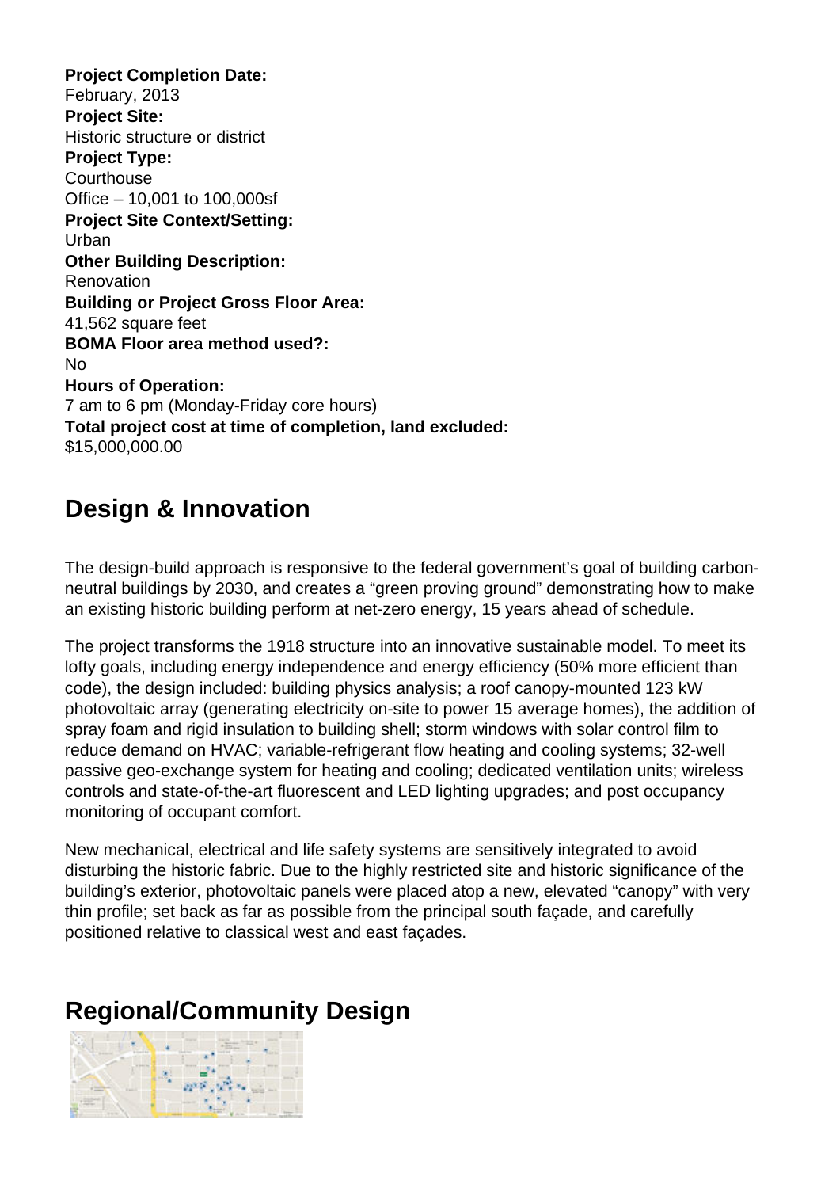**Project Completion Date:**
February, 2013
**Project Site:**
Historic structure or district
**Project Type:**
Courthouse
Office – 10,001 to 100,000sf
**Project Site Context/Setting:**
Urban
**Other Building Description:**
Renovation
**Building or Project Gross Floor Area:**
41,562 square feet
**BOMA Floor area method used?:**
No
**Hours of Operation:**
7 am to 6 pm (Monday-Friday core hours)
**Total project cost at time of completion, land excluded:**
$15,000,000.00

## Design & Innovation

The design-build approach is responsive to the federal government's goal of building carbon-neutral buildings by 2030, and creates a "green proving ground" demonstrating how to make an existing historic building perform at net-zero energy, 15 years ahead of schedule.

The project transforms the 1918 structure into an innovative sustainable model. To meet its lofty goals, including energy independence and energy efficiency (50% more efficient than code), the design included: building physics analysis; a roof canopy-mounted 123 kW photovoltaic array (generating electricity on-site to power 15 average homes), the addition of spray foam and rigid insulation to building shell; storm windows with solar control film to reduce demand on HVAC; variable-refrigerant flow heating and cooling systems; 32-well passive geo-exchange system for heating and cooling; dedicated ventilation units; wireless controls and state-of-the-art fluorescent and LED lighting upgrades; and post occupancy monitoring of occupant comfort.

New mechanical, electrical and life safety systems are sensitively integrated to avoid disturbing the historic fabric. Due to the highly restricted site and historic significance of the building's exterior, photovoltaic panels were placed atop a new, elevated "canopy" with very thin profile; set back as far as possible from the principal south façade, and carefully positioned relative to classical west and east façades.

## Regional/Community Design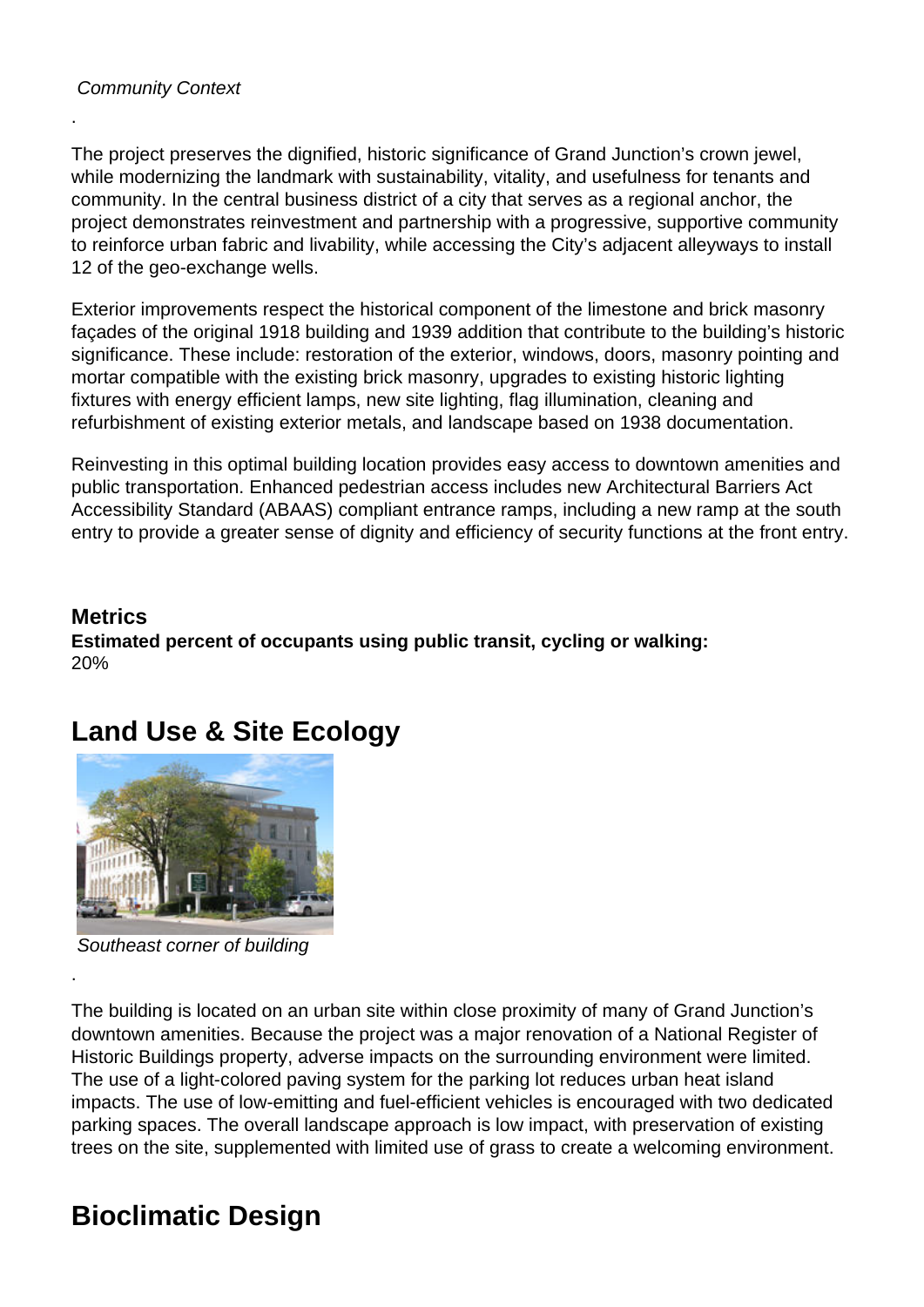*Community Context*

.

The project preserves the dignified, historic significance of Grand Junction's crown jewel, while modernizing the landmark with sustainability, vitality, and usefulness for tenants and community. In the central business district of a city that serves as a regional anchor, the project demonstrates reinvestment and partnership with a progressive, supportive community to reinforce urban fabric and livability, while accessing the City's adjacent alleyways to install 12 of the geo-exchange wells.

Exterior improvements respect the historical component of the limestone and brick masonry façades of the original 1918 building and 1939 addition that contribute to the building's historic significance. These include: restoration of the exterior, windows, doors, masonry pointing and mortar compatible with the existing brick masonry, upgrades to existing historic lighting fixtures with energy efficient lamps, new site lighting, flag illumination, cleaning and refurbishment of existing exterior metals, and landscape based on 1938 documentation.

Reinvesting in this optimal building location provides easy access to downtown amenities and public transportation. Enhanced pedestrian access includes new Architectural Barriers Act Accessibility Standard (ABAAS) compliant entrance ramps, including a new ramp at the south entry to provide a greater sense of dignity and efficiency of security functions at the front entry.

**Metrics**

**Estimated percent of occupants using public transit, cycling or walking:**
20%

## Land Use & Site Ecology

*Southeast corner of building*

.

The building is located on an urban site within close proximity of many of Grand Junction's downtown amenities. Because the project was a major renovation of a National Register of Historic Buildings property, adverse impacts on the surrounding environment were limited. The use of a light-colored paving system for the parking lot reduces urban heat island impacts. The use of low-emitting and fuel-efficient vehicles is encouraged with two dedicated parking spaces. The overall landscape approach is low impact, with preservation of existing trees on the site, supplemented with limited use of grass to create a welcoming environment.

## Bioclimatic Design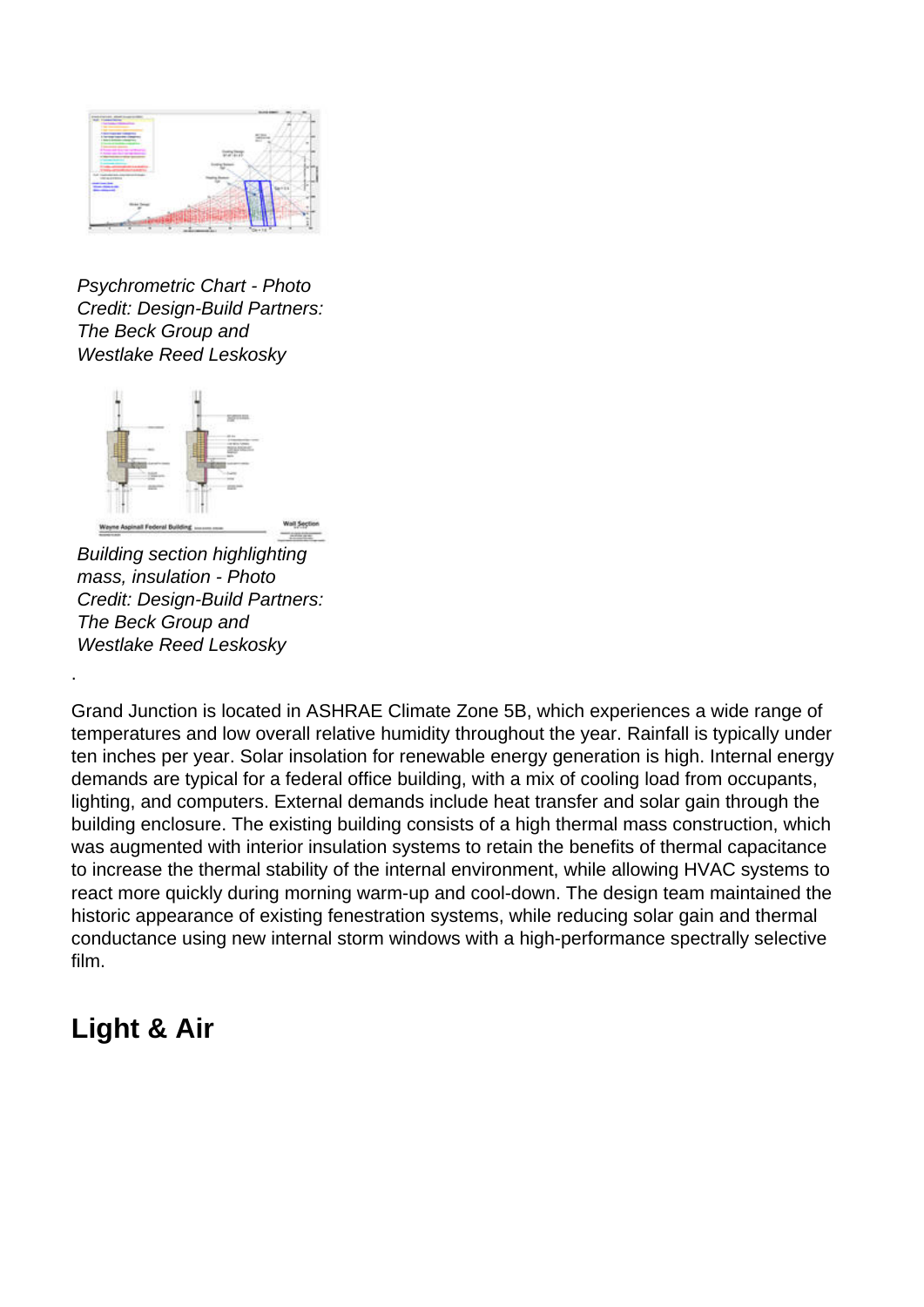*Psychrometric Chart - Photo Credit: Design-Build Partners: The Beck Group and Westlake Reed Leskosky*

*Building section highlighting mass, insulation - Photo Credit: Design-Build Partners: The Beck Group and Westlake Reed Leskosky*

.

Grand Junction is located in ASHRAE Climate Zone 5B, which experiences a wide range of temperatures and low overall relative humidity throughout the year. Rainfall is typically under ten inches per year. Solar insolation for renewable energy generation is high. Internal energy demands are typical for a federal office building, with a mix of cooling load from occupants, lighting, and computers. External demands include heat transfer and solar gain through the building enclosure. The existing building consists of a high thermal mass construction, which was augmented with interior insulation systems to retain the benefits of thermal capacitance to increase the thermal stability of the internal environment, while allowing HVAC systems to react more quickly during morning warm-up and cool-down. The design team maintained the historic appearance of existing fenestration systems, while reducing solar gain and thermal conductance using new internal storm windows with a high-performance spectrally selective film.

## Light & Air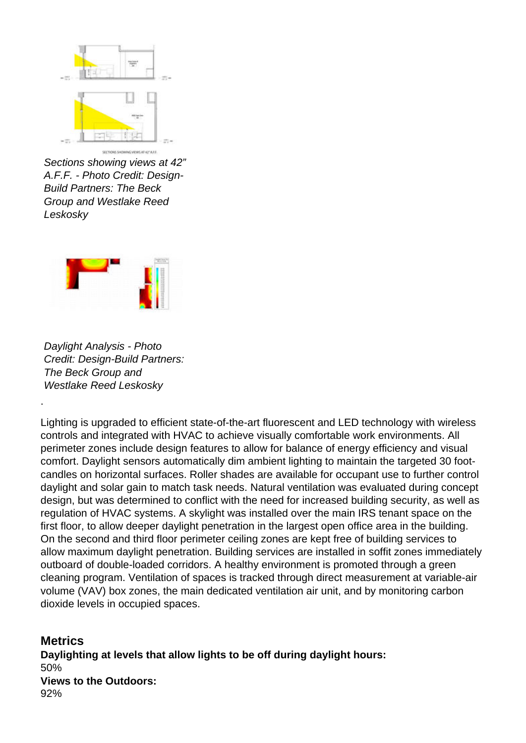*Sections showing views at 42" A.F.F. - Photo Credit: Design-Build Partners: The Beck Group and Westlake Reed Leskosky*

*Daylight Analysis - Photo Credit: Design-Build Partners: The Beck Group and Westlake Reed Leskosky*

.

Lighting is upgraded to efficient state-of-the-art fluorescent and LED technology with wireless controls and integrated with HVAC to achieve visually comfortable work environments. All perimeter zones include design features to allow for balance of energy efficiency and visual comfort. Daylight sensors automatically dim ambient lighting to maintain the targeted 30 foot-candles on horizontal surfaces. Roller shades are available for occupant use to further control daylight and solar gain to match task needs. Natural ventilation was evaluated during concept design, but was determined to conflict with the need for increased building security, as well as regulation of HVAC systems. A skylight was installed over the main IRS tenant space on the first floor, to allow deeper daylight penetration in the largest open office area in the building. On the second and third floor perimeter ceiling zones are kept free of building services to allow maximum daylight penetration. Building services are installed in soffit zones immediately outboard of double-loaded corridors. A healthy environment is promoted through a green cleaning program. Ventilation of spaces is tracked through direct measurement at variable-air volume (VAV) box zones, the main dedicated ventilation air unit, and by monitoring carbon dioxide levels in occupied spaces.

## Metrics

**Daylighting at levels that allow lights to be off during daylight hours:**
50%

**Views to the Outdoors:**
92%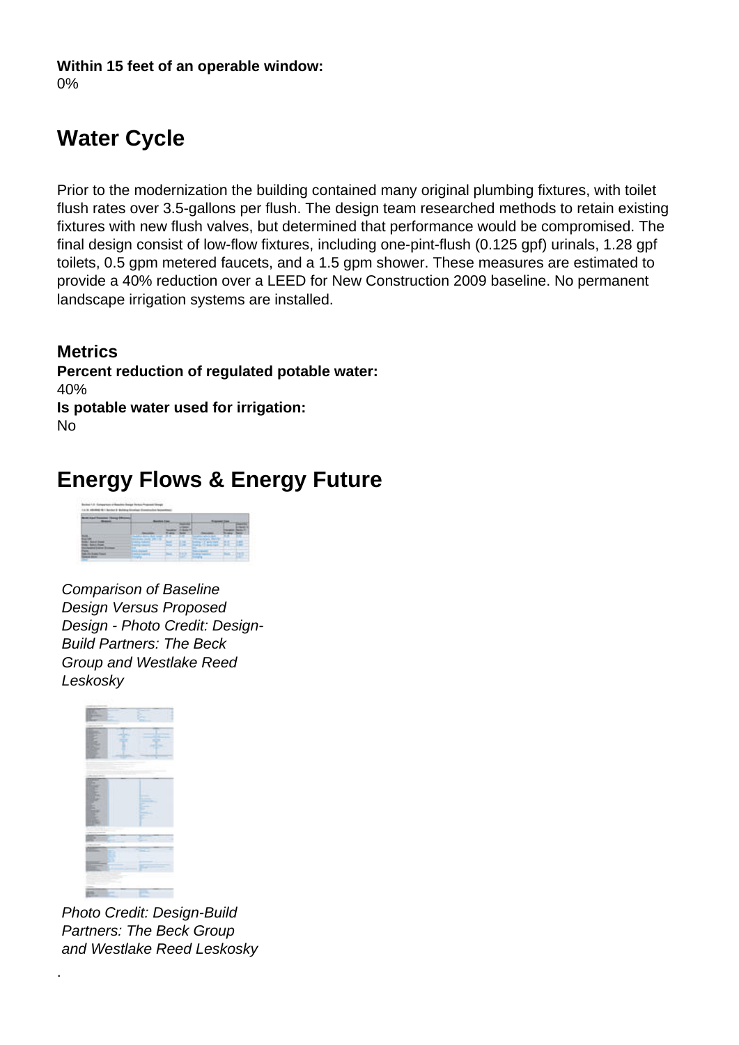**Within 15 feet of an operable window:**
0%

## Water Cycle

Prior to the modernization the building contained many original plumbing fixtures, with toilet flush rates over 3.5-gallons per flush. The design team researched methods to retain existing fixtures with new flush valves, but determined that performance would be compromised. The final design consist of low-flow fixtures, including one-pint-flush (0.125 gpf) urinals, 1.28 gpf toilets, 0.5 gpm metered faucets, and a 1.5 gpm shower. These measures are estimated to provide a 40% reduction over a LEED for New Construction 2009 baseline. No permanent landscape irrigation systems are installed.

### Metrics

**Percent reduction of regulated potable water:**
40%
**Is potable water used for irrigation:**
No

## Energy Flows & Energy Future

*Comparison of Baseline Design Versus Proposed Design - Photo Credit: Design-Build Partners: The Beck Group and Westlake Reed Leskosky*

*Photo Credit: Design-Build Partners: The Beck Group and Westlake Reed Leskosky*

.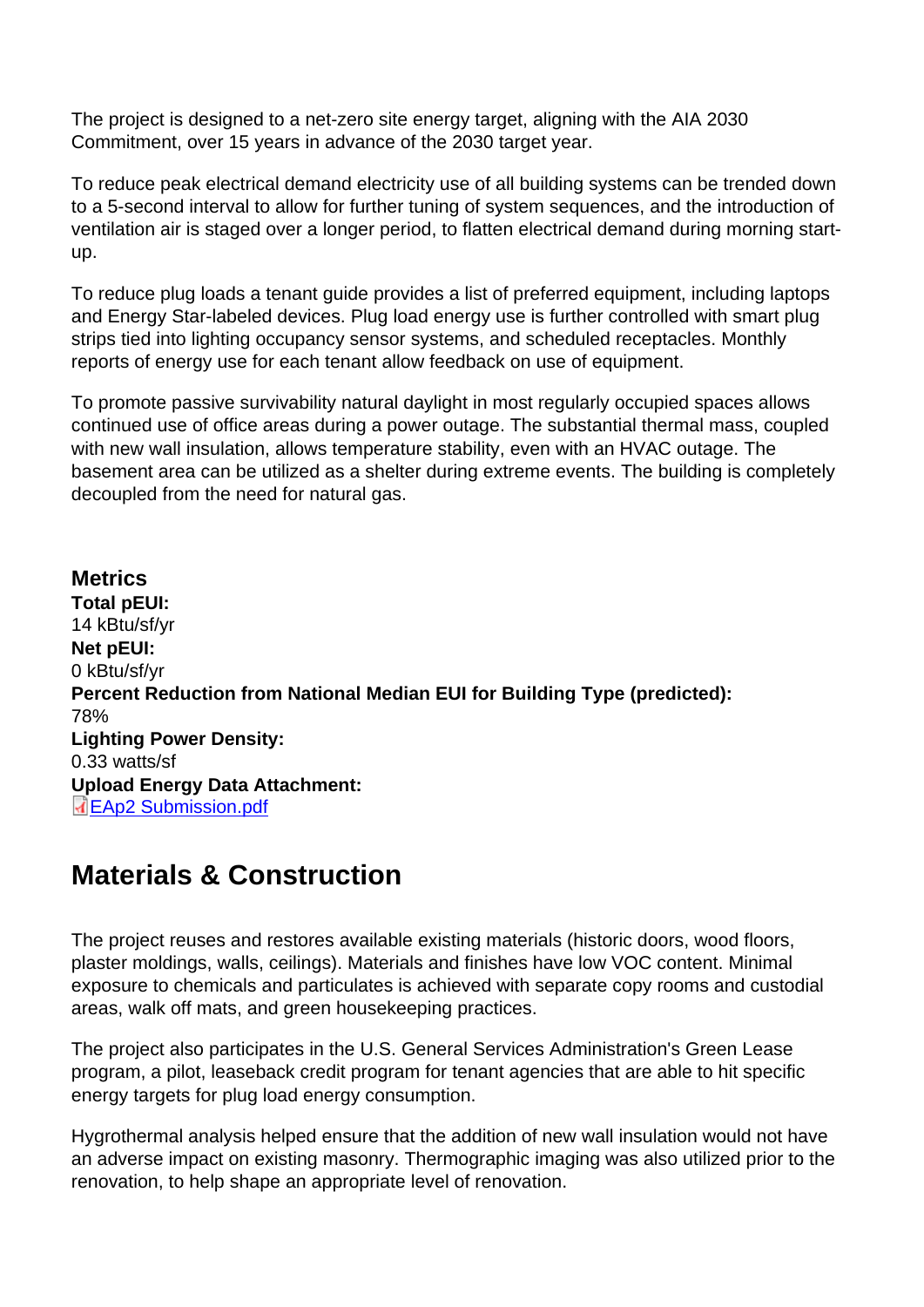The project is designed to a net-zero site energy target, aligning with the AIA 2030 Commitment, over 15 years in advance of the 2030 target year.

To reduce peak electrical demand electricity use of all building systems can be trended down to a 5-second interval to allow for further tuning of system sequences, and the introduction of ventilation air is staged over a longer period, to flatten electrical demand during morning start-up.

To reduce plug loads a tenant guide provides a list of preferred equipment, including laptops and Energy Star-labeled devices. Plug load energy use is further controlled with smart plug strips tied into lighting occupancy sensor systems, and scheduled receptacles. Monthly reports of energy use for each tenant allow feedback on use of equipment.

To promote passive survivability natural daylight in most regularly occupied spaces allows continued use of office areas during a power outage. The substantial thermal mass, coupled with new wall insulation, allows temperature stability, even with an HVAC outage. The basement area can be utilized as a shelter during extreme events. The building is completely decoupled from the need for natural gas.

### Metrics

**Total pEUI:**
14 kBtu/sf/yr
**Net pEUI:**
0 kBtu/sf/yr
**Percent Reduction from National Median EUI for Building Type (predicted):**
78%
**Lighting Power Density:**
0.33 watts/sf
**Upload Energy Data Attachment:**
EAp2 Submission.pdf

## Materials & Construction

The project reuses and restores available existing materials (historic doors, wood floors, plaster moldings, walls, ceilings). Materials and finishes have low VOC content. Minimal exposure to chemicals and particulates is achieved with separate copy rooms and custodial areas, walk off mats, and green housekeeping practices.

The project also participates in the U.S. General Services Administration's Green Lease program, a pilot, leaseback credit program for tenant agencies that are able to hit specific energy targets for plug load energy consumption.

Hygrothermal analysis helped ensure that the addition of new wall insulation would not have an adverse impact on existing masonry. Thermographic imaging was also utilized prior to the renovation, to help shape an appropriate level of renovation.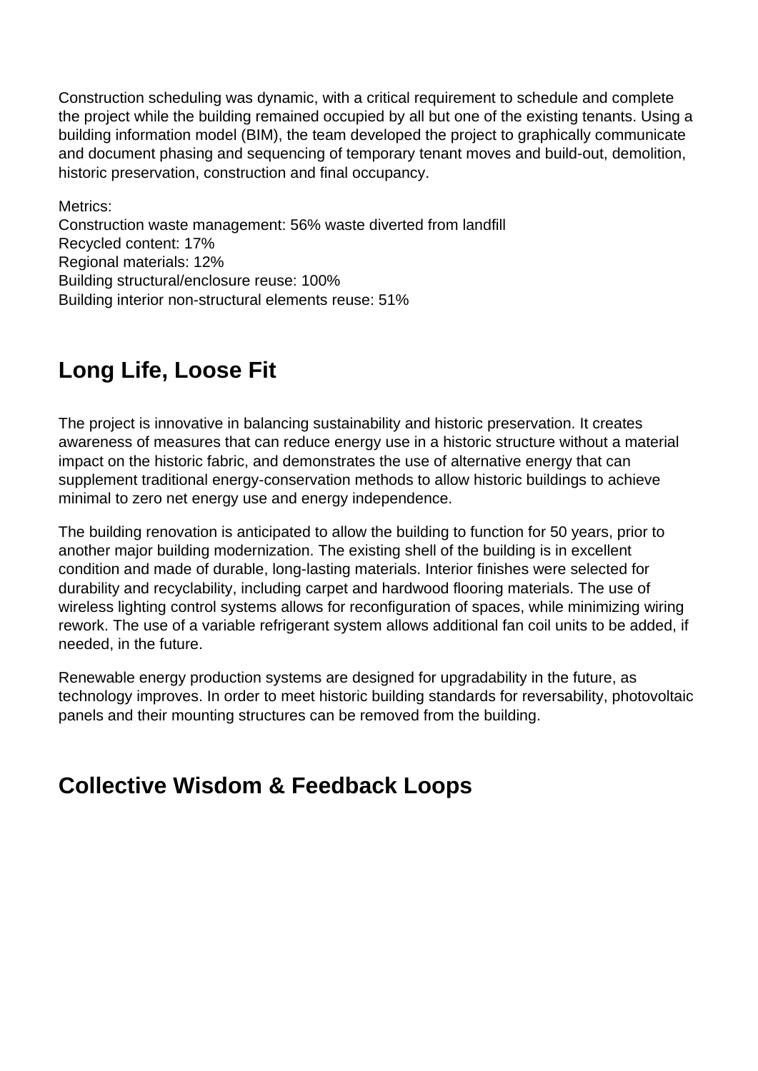Construction scheduling was dynamic, with a critical requirement to schedule and complete the project while the building remained occupied by all but one of the existing tenants. Using a building information model (BIM), the team developed the project to graphically communicate and document phasing and sequencing of temporary tenant moves and build-out, demolition, historic preservation, construction and final occupancy.

Metrics:
Construction waste management: 56% waste diverted from landfill
Recycled content: 17%
Regional materials: 12%
Building structural/enclosure reuse: 100%
Building interior non-structural elements reuse: 51%

## Long Life, Loose Fit

The project is innovative in balancing sustainability and historic preservation. It creates awareness of measures that can reduce energy use in a historic structure without a material impact on the historic fabric, and demonstrates the use of alternative energy that can supplement traditional energy-conservation methods to allow historic buildings to achieve minimal to zero net energy use and energy independence.

The building renovation is anticipated to allow the building to function for 50 years, prior to another major building modernization. The existing shell of the building is in excellent condition and made of durable, long-lasting materials. Interior finishes were selected for durability and recyclability, including carpet and hardwood flooring materials. The use of wireless lighting control systems allows for reconfiguration of spaces, while minimizing wiring rework. The use of a variable refrigerant system allows additional fan coil units to be added, if needed, in the future.

Renewable energy production systems are designed for upgradability in the future, as technology improves. In order to meet historic building standards for reversability, photovoltaic panels and their mounting structures can be removed from the building.

## Collective Wisdom & Feedback Loops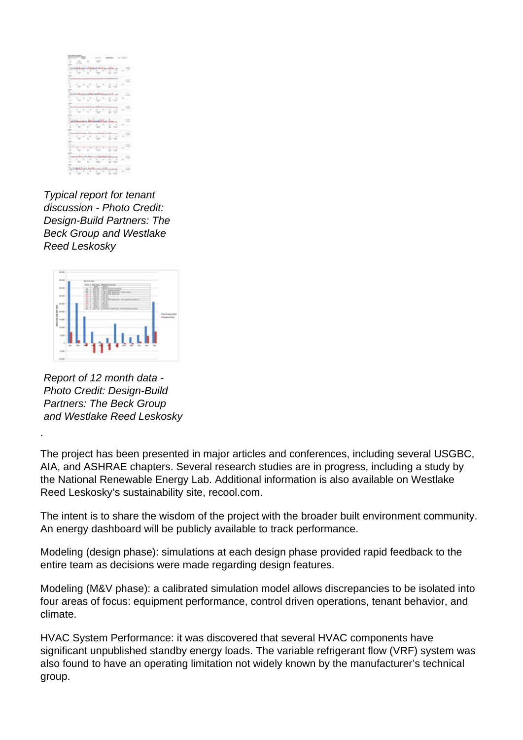*Typical report for tenant discussion - Photo Credit: Design-Build Partners: The Beck Group and Westlake Reed Leskosky*

*Report of 12 month data - Photo Credit: Design-Build Partners: The Beck Group and Westlake Reed Leskosky*

.

The project has been presented in major articles and conferences, including several USGBC, AIA, and ASHRAE chapters. Several research studies are in progress, including a study by the National Renewable Energy Lab. Additional information is also available on Westlake Reed Leskosky's sustainability site, recool.com.

The intent is to share the wisdom of the project with the broader built environment community. An energy dashboard will be publicly available to track performance.

Modeling (design phase): simulations at each design phase provided rapid feedback to the entire team as decisions were made regarding design features.

Modeling (M&V phase): a calibrated simulation model allows discrepancies to be isolated into four areas of focus: equipment performance, control driven operations, tenant behavior, and climate.

HVAC System Performance: it was discovered that several HVAC components have significant unpublished standby energy loads. The variable refrigerant flow (VRF) system was also found to have an operating limitation not widely known by the manufacturer's technical group.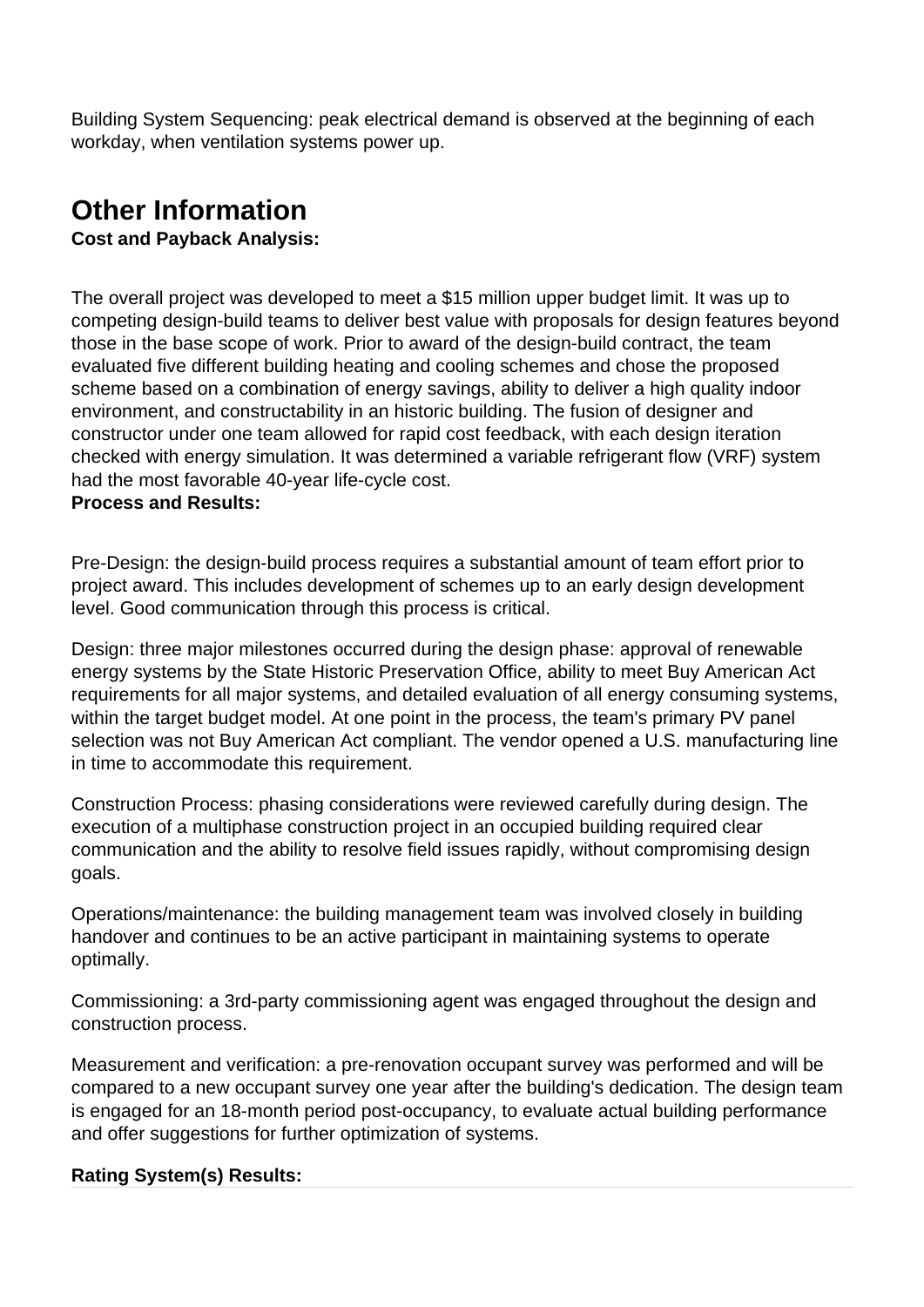Building System Sequencing: peak electrical demand is observed at the beginning of each workday, when ventilation systems power up.

## Other Information

**Cost and Payback Analysis:**

The overall project was developed to meet a $15 million upper budget limit. It was up to competing design-build teams to deliver best value with proposals for design features beyond those in the base scope of work. Prior to award of the design-build contract, the team evaluated five different building heating and cooling schemes and chose the proposed scheme based on a combination of energy savings, ability to deliver a high quality indoor environment, and constructability in an historic building. The fusion of designer and constructor under one team allowed for rapid cost feedback, with each design iteration checked with energy simulation. It was determined a variable refrigerant flow (VRF) system had the most favorable 40-year life-cycle cost.

**Process and Results:**

Pre-Design: the design-build process requires a substantial amount of team effort prior to project award. This includes development of schemes up to an early design development level. Good communication through this process is critical.

Design: three major milestones occurred during the design phase: approval of renewable energy systems by the State Historic Preservation Office, ability to meet Buy American Act requirements for all major systems, and detailed evaluation of all energy consuming systems, within the target budget model. At one point in the process, the team's primary PV panel selection was not Buy American Act compliant. The vendor opened a U.S. manufacturing line in time to accommodate this requirement.

Construction Process: phasing considerations were reviewed carefully during design. The execution of a multiphase construction project in an occupied building required clear communication and the ability to resolve field issues rapidly, without compromising design goals.

Operations/maintenance: the building management team was involved closely in building handover and continues to be an active participant in maintaining systems to operate optimally.

Commissioning: a 3rd-party commissioning agent was engaged throughout the design and construction process.

Measurement and verification: a pre-renovation occupant survey was performed and will be compared to a new occupant survey one year after the building's dedication. The design team is engaged for an 18-month period post-occupancy, to evaluate actual building performance and offer suggestions for further optimization of systems.

**Rating System(s) Results:**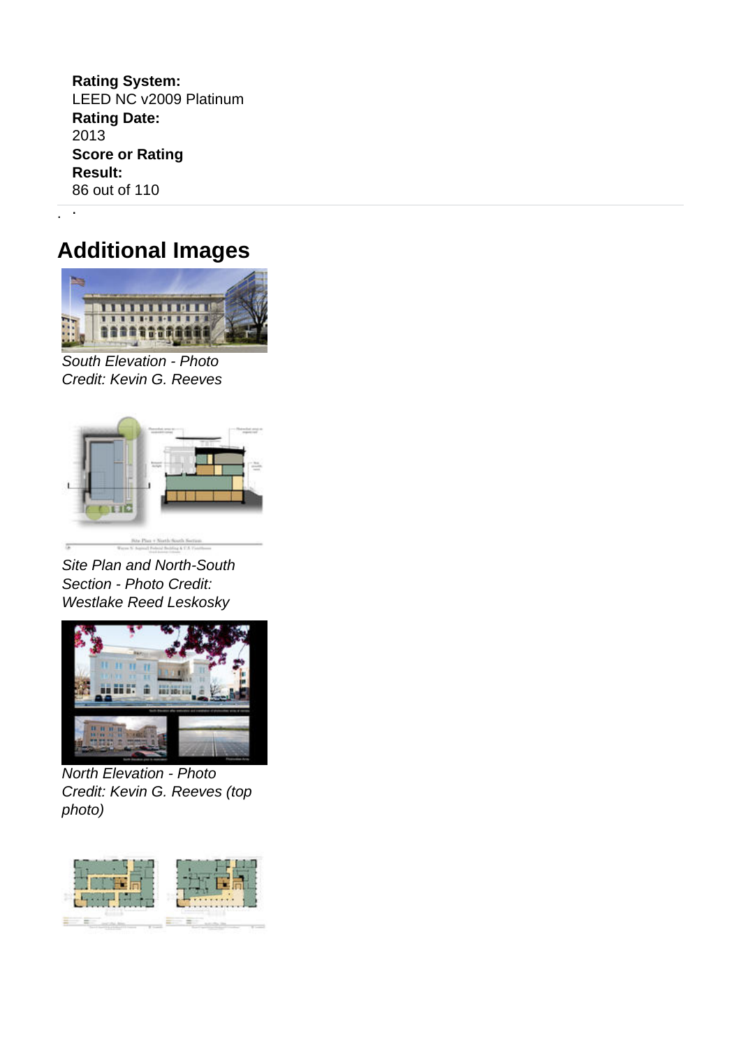**Rating System:**
LEED NC v2009 Platinum
**Rating Date:**
2013
**Score or Rating Result:**
86 out of 110

## Additional Images

*South Elevation - Photo Credit: Kevin G. Reeves*

*Site Plan and North-South Section - Photo Credit: Westlake Reed Leskosky*

*North Elevation - Photo Credit: Kevin G. Reeves (top photo)*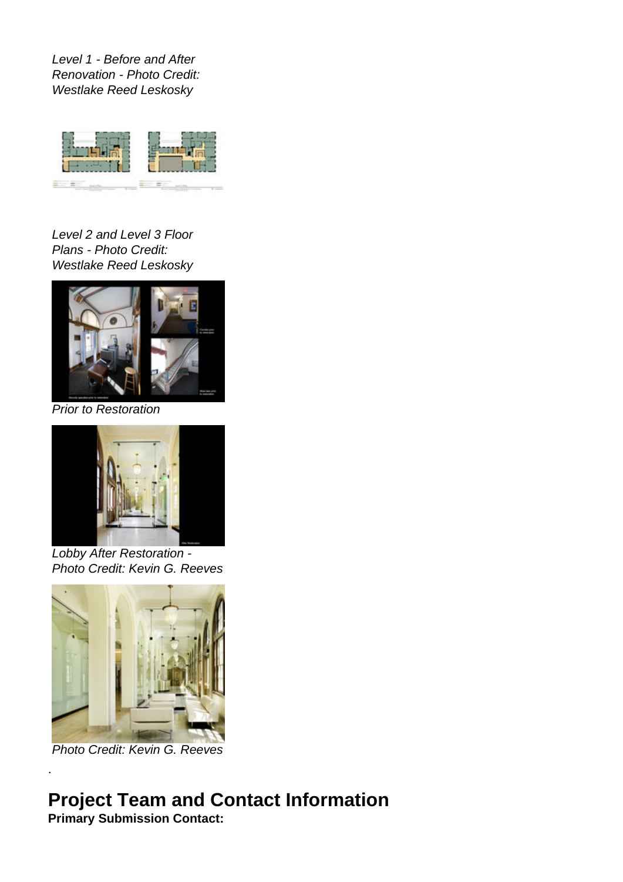*Level 1 - Before and After Renovation - Photo Credit: Westlake Reed Leskosky*

*Level 2 and Level 3 Floor Plans - Photo Credit: Westlake Reed Leskosky*

*Prior to Restoration*

*Lobby After Restoration - Photo Credit: Kevin G. Reeves*

*Photo Credit: Kevin G. Reeves*

.

## Project Team and Contact Information

**Primary Submission Contact:**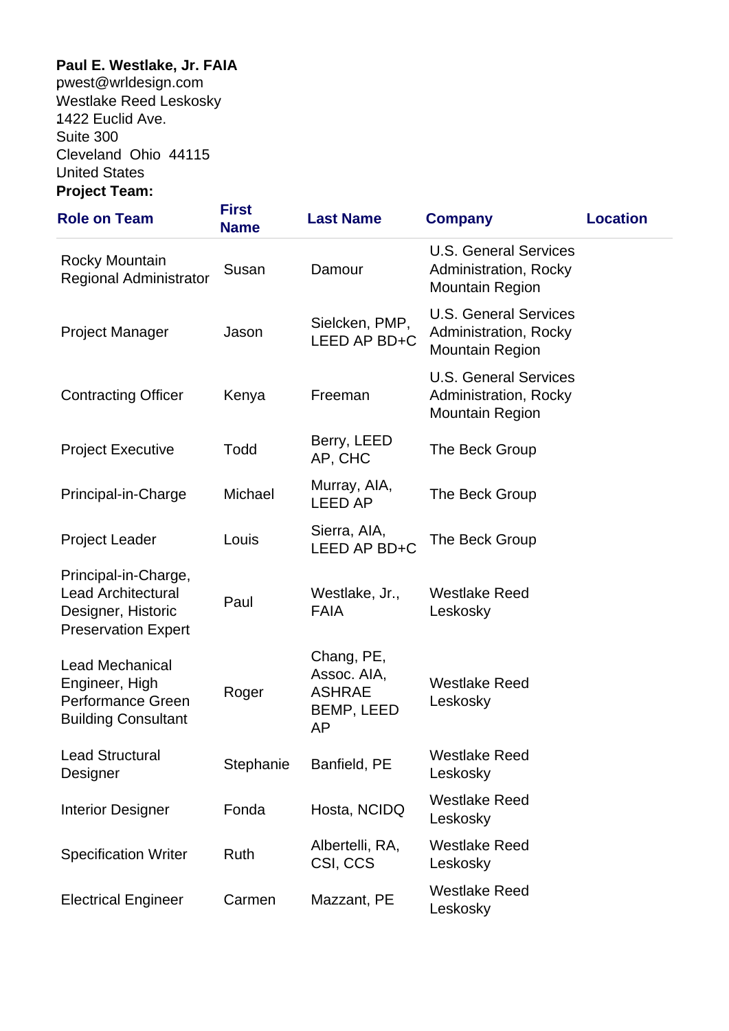**Paul E. Westlake, Jr. FAIA**
pwest@wrldesign.com
Westlake Reed Leskosky
1422 Euclid Ave.
Suite 300
Cleveland Ohio 44115
United States

**Project Team:**

| Role on Team | First Name | Last Name | Company | Location |
|---|---|---|---|---|
| Rocky Mountain Regional Administrator | Susan | Damour | U.S. General Services Administration, Rocky Mountain Region | |
| Project Manager | Jason | Sielcken, PMP, LEED AP BD+C | U.S. General Services Administration, Rocky Mountain Region | |
| Contracting Officer | Kenya | Freeman | U.S. General Services Administration, Rocky Mountain Region | |
| Project Executive | Todd | Berry, LEED AP, CHC | The Beck Group | |
| Principal-in-Charge | Michael | Murray, AIA, LEED AP | The Beck Group | |
| Project Leader | Louis | Sierra, AIA, LEED AP BD+C | The Beck Group | |
| Principal-in-Charge, Lead Architectural Designer, Historic Preservation Expert | Paul | Westlake, Jr., FAIA | Westlake Reed Leskosky | |
| Lead Mechanical Engineer, High Performance Green Building Consultant | Roger | Chang, PE, Assoc. AIA, ASHRAE BEMP, LEED AP | Westlake Reed Leskosky | |
| Lead Structural Designer | Stephanie | Banfield, PE | Westlake Reed Leskosky | |
| Interior Designer | Fonda | Hosta, NCIDQ | Westlake Reed Leskosky | |
| Specification Writer | Ruth | Albertelli, RA, CSI, CCS | Westlake Reed Leskosky | |
| Electrical Engineer | Carmen | Mazzant, PE | Westlake Reed Leskosky | |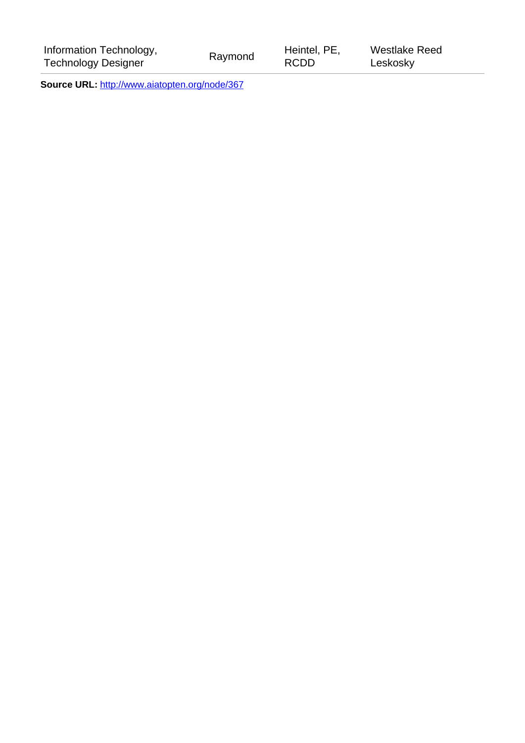| | | | |
|---|---|---|---|
| Information Technology, Technology Designer | Raymond | Heintel, PE, RCDD | Westlake Reed Leskosky |

**Source URL:** http://www.aiatopten.org/node/367